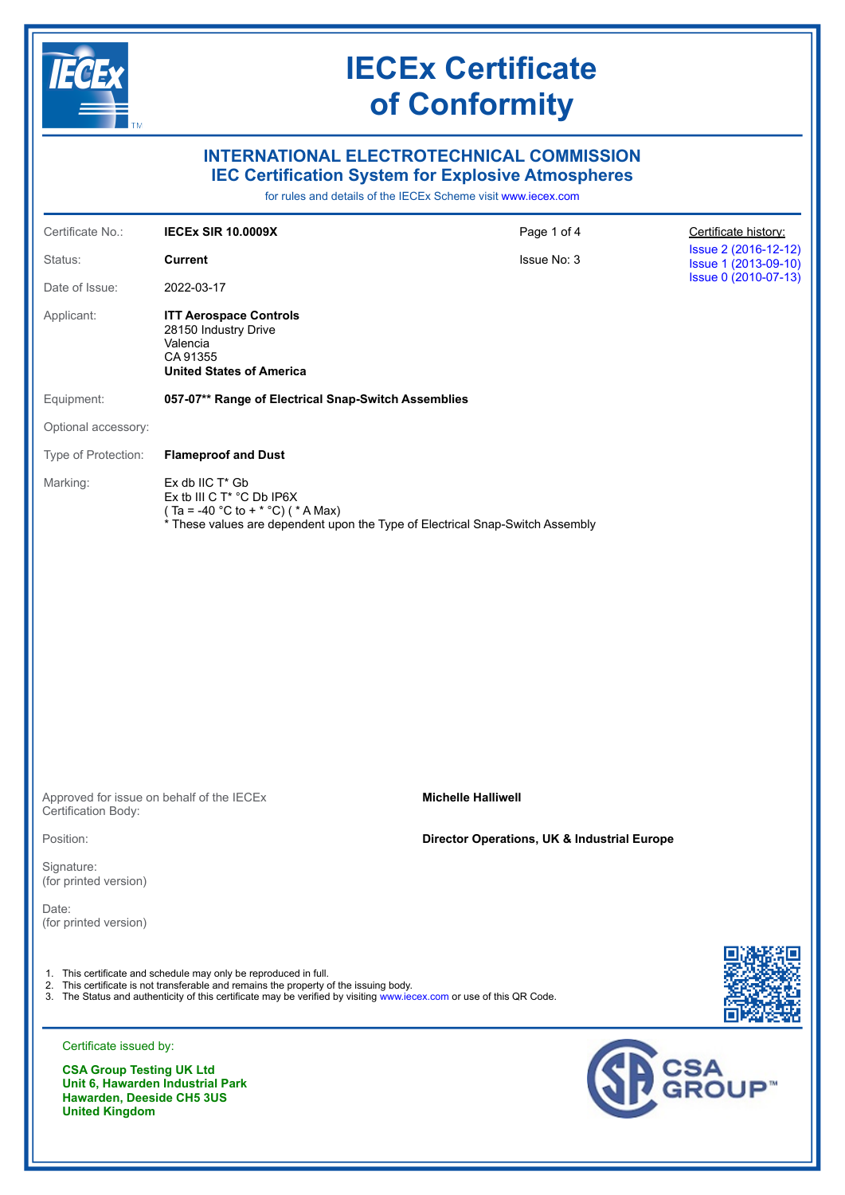# IECEx Certificate of Conformity

## INTERNATIONAL ELECTROTECHNICAL COMMISSION
## IEC Certification System for Explosive Atmospheres

for rules and details of the IECEx Scheme visit www.iecex.com

| | | | |
|---|---|---|---|
| Certificate No.: | **IECEx SIR 10.0009X** | Page 1 of 4 | Certificate history: |
| Status: | **Current** | Issue No: 3 | Issue 2 (2016-12-12) |
| Date of Issue: | 2022-03-17 | | Issue 1 (2013-09-10) |
| | | | Issue 0 (2010-07-13) |

Applicant: **ITT Aerospace Controls**
28150 Industry Drive
Valencia
CA 91355
**United States of America**

Equipment: **057-07** Range of Electrical Snap-Switch Assemblies**

Optional accessory:

Type of Protection: **Flameproof and Dust**

Marking:
Ex db IIC T* Gb
Ex tb III C T* °C Db IP6X
( Ta = -40 °C to + * °C) ( * A Max)
\* These values are dependent upon the Type of Electrical Snap-Switch Assembly

Approved for issue on behalf of the IECEx Certification Body: **Michelle Halliwell**

Position: **Director Operations, UK & Industrial Europe**

Signature:
(for printed version)

Date:
(for printed version)

1. This certificate and schedule may only be reproduced in full.
2. This certificate is not transferable and remains the property of the issuing body.
3. The Status and authenticity of this certificate may be verified by visiting www.iecex.com or use of this QR Code.

Certificate issued by:

**CSA Group Testing UK Ltd**
**Unit 6, Hawarden Industrial Park**
**Hawarden, Deeside CH5 3US**
**United Kingdom**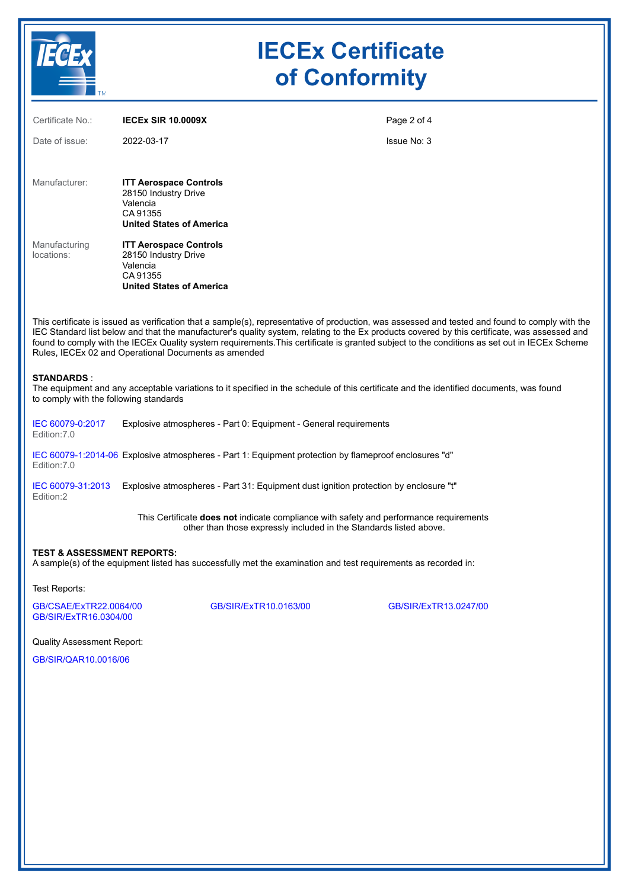# IECEx Certificate of Conformity

| | | | |
|---|---|---|---|
| Certificate No.: | **IECEx SIR 10.0009X** | | |
| Date of issue: | 2022-03-17 | Issue No: 3 | |

Manufacturer:
**ITT Aerospace Controls**
28150 Industry Drive
Valencia
CA 91355
**United States of America**

Manufacturing locations:
**ITT Aerospace Controls**
28150 Industry Drive
Valencia
CA 91355
**United States of America**

This certificate is issued as verification that a sample(s), representative of production, was assessed and tested and found to comply with the IEC Standard list below and that the manufacturer's quality system, relating to the Ex products covered by this certificate, was assessed and found to comply with the IECEx Quality system requirements.This certificate is granted subject to the conditions as set out in IECEx Scheme Rules, IECEx 02 and Operational Documents as amended

**STANDARDS** :
The equipment and any acceptable variations to it specified in the schedule of this certificate and the identified documents, was found to comply with the following standards

| | |
|---|---|
| IEC 60079-0:2017<br>Edition:7.0 | Explosive atmospheres - Part 0: Equipment - General requirements |
| IEC 60079-1:2014-06<br>Edition:7.0 | Explosive atmospheres - Part 1: Equipment protection by flameproof enclosures "d" |
| IEC 60079-31:2013<br>Edition:2 | Explosive atmospheres - Part 31: Equipment dust ignition protection by enclosure "t" |

This Certificate **does not** indicate compliance with safety and performance requirements other than those expressly included in the Standards listed above.

**TEST & ASSESSMENT REPORTS:**
A sample(s) of the equipment listed has successfully met the examination and test requirements as recorded in:

Test Reports:

GB/CSAE/ExTR22.0064/00
GB/SIR/ExTR10.0163/00
GB/SIR/ExTR13.0247/00
GB/SIR/ExTR16.0304/00

Quality Assessment Report:

GB/SIR/QAR10.0016/06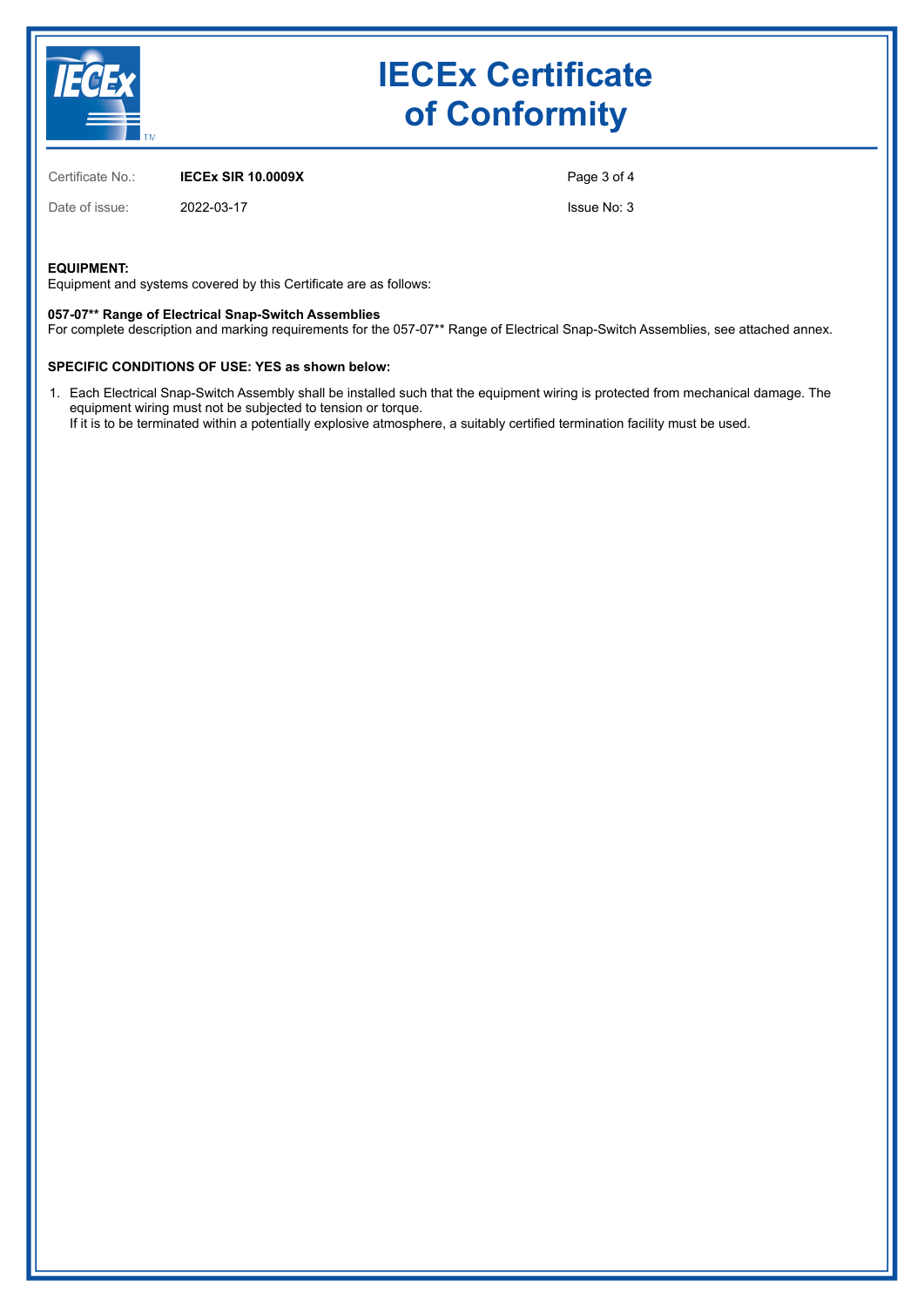# IECEx Certificate of Conformity

Certificate No.: **IECEx SIR 10.0009X**

Date of issue: 2022-03-17

Issue No: 3

**EQUIPMENT:**
Equipment and systems covered by this Certificate are as follows:

**057-07** Range of Electrical Snap-Switch Assemblies**
For complete description and marking requirements for the 057-07** Range of Electrical Snap-Switch Assemblies, see attached annex.

**SPECIFIC CONDITIONS OF USE: YES as shown below:**

1. Each Electrical Snap-Switch Assembly shall be installed such that the equipment wiring is protected from mechanical damage. The equipment wiring must not be subjected to tension or torque.
   If it is to be terminated within a potentially explosive atmosphere, a suitably certified termination facility must be used.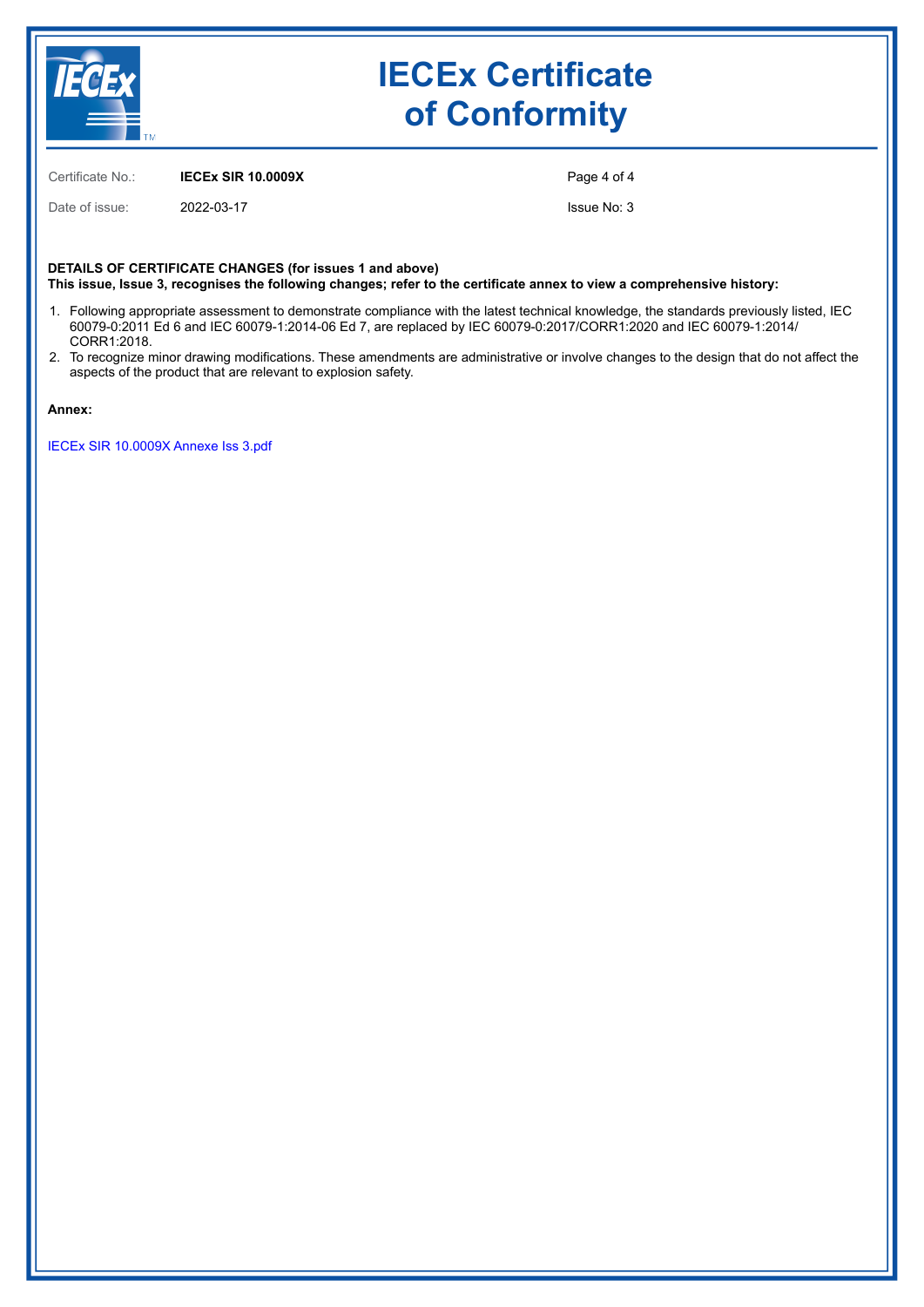# IECEx Certificate of Conformity

Certificate No.: **IECEx SIR 10.0009X**

Date of issue: 2022-03-17

Issue No: 3

**DETAILS OF CERTIFICATE CHANGES (for issues 1 and above)**
**This issue, Issue 3, recognises the following changes; refer to the certificate annex to view a comprehensive history:**

1. Following appropriate assessment to demonstrate compliance with the latest technical knowledge, the standards previously listed, IEC 60079-0:2011 Ed 6 and IEC 60079-1:2014-06 Ed 7, are replaced by IEC 60079-0:2017/CORR1:2020 and IEC 60079-1:2014/ CORR1:2018.
2. To recognize minor drawing modifications. These amendments are administrative or involve changes to the design that do not affect the aspects of the product that are relevant to explosion safety.

**Annex:**

IECEx SIR 10.0009X Annexe Iss 3.pdf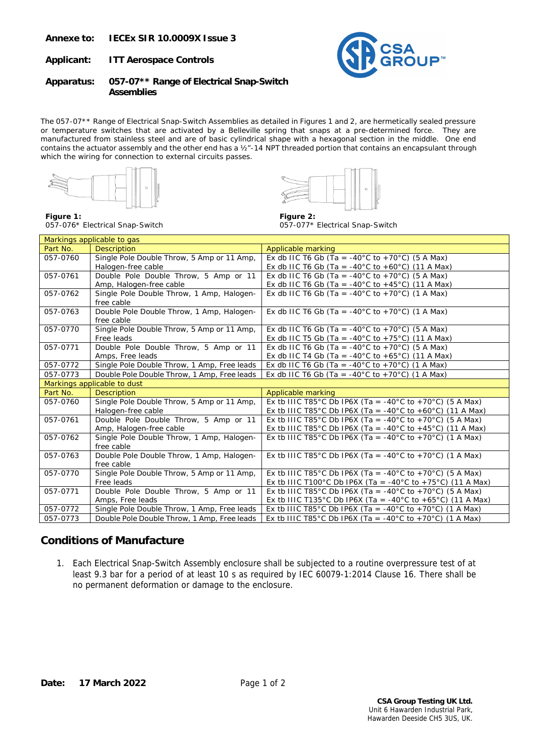**Annexe to:** **IECEx SIR 10.0009X Issue 3**

**Applicant:** **ITT Aerospace Controls**

**Apparatus:** **057-07** Range of Electrical Snap-Switch Assemblies**

The 057-07** Range of Electrical Snap-Switch Assemblies as detailed in Figures 1 and 2, are hermetically sealed pressure or temperature switches that are activated by a Belleville spring that snaps at a pre-determined force. They are manufactured from stainless steel and are of basic cylindrical shape with a hexagonal section in the middle. One end contains the actuator assembly and the other end has a ½"-14 NPT threaded portion that contains an encapsulant through which the wiring for connection to external circuits passes.

**Figure 1:**
057-076* Electrical Snap-Switch

**Figure 2:**
057-077* Electrical Snap-Switch

| Markings applicable to gas | | |
|---|---|---|
| Part No. | Description | Applicable marking |
| 057-0760 | Single Pole Double Throw, 5 Amp or 11 Amp, Halogen-free cable | Ex db IIC T6 Gb (Ta = -40°C to +70°C) (5 A Max)<br>Ex db IIC T6 Gb (Ta = -40°C to +60°C) (11 A Max) |
| 057-0761 | Double Pole Double Throw, 5 Amp or 11 Amp, Halogen-free cable | Ex db IIC T6 Gb (Ta = -40°C to +70°C) (5 A Max)<br>Ex db IIC T6 Gb (Ta = -40°C to +45°C) (11 A Max) |
| 057-0762 | Single Pole Double Throw, 1 Amp, Halogen-free cable | Ex db IIC T6 Gb (Ta = -40°C to +70°C) (1 A Max) |
| 057-0763 | Double Pole Double Throw, 1 Amp, Halogen-free cable | Ex db IIC T6 Gb (Ta = -40°C to +70°C) (1 A Max) |
| 057-0770 | Single Pole Double Throw, 5 Amp or 11 Amp, Free leads | Ex db IIC T6 Gb (Ta = -40°C to +70°C) (5 A Max)<br>Ex db IIC T5 Gb (Ta = -40°C to +75°C) (11 A Max) |
| 057-0771 | Double Pole Double Throw, 5 Amp or 11 Amps, Free leads | Ex db IIC T6 Gb (Ta = -40°C to +70°C) (5 A Max)<br>Ex db IIC T4 Gb (Ta = -40°C to +65°C) (11 A Max) |
| 057-0772 | Single Pole Double Throw, 1 Amp, Free leads | Ex db IIC T6 Gb (Ta = -40°C to +70°C) (1 A Max) |
| 057-0773 | Double Pole Double Throw, 1 Amp, Free leads | Ex db IIC T6 Gb (Ta = -40°C to +70°C) (1 A Max) |
| **Markings applicable to dust** | | |
| Part No. | Description | Applicable marking |
| 057-0760 | Single Pole Double Throw, 5 Amp or 11 Amp, Halogen-free cable | Ex tb IIIC T85°C Db IP6X (Ta = -40°C to +70°C) (5 A Max)<br>Ex tb IIIC T85°C Db IP6X (Ta = -40°C to +60°C) (11 A Max) |
| 057-0761 | Double Pole Double Throw, 5 Amp or 11 Amp, Halogen-free cable | Ex tb IIIC T85°C Db IP6X (Ta = -40°C to +70°C) (5 A Max)<br>Ex tb IIIC T85°C Db IP6X (Ta = -40°C to +45°C) (11 A Max) |
| 057-0762 | Single Pole Double Throw, 1 Amp, Halogen-free cable | Ex tb IIIC T85°C Db IP6X (Ta = -40°C to +70°C) (1 A Max) |
| 057-0763 | Double Pole Double Throw, 1 Amp, Halogen-free cable | Ex tb IIIC T85°C Db IP6X (Ta = -40°C to +70°C) (1 A Max) |
| 057-0770 | Single Pole Double Throw, 5 Amp or 11 Amp, Free leads | Ex tb IIIC T85°C Db IP6X (Ta = -40°C to +70°C) (5 A Max)<br>Ex tb IIIC T100°C Db IP6X (Ta = -40°C to +75°C) (11 A Max) |
| 057-0771 | Double Pole Double Throw, 5 Amp or 11 Amps, Free leads | Ex tb IIIC T85°C Db IP6X (Ta = -40°C to +70°C) (5 A Max)<br>Ex tb IIIC T135°C Db IP6X (Ta = -40°C to +65°C) (11 A Max) |
| 057-0772 | Single Pole Double Throw, 1 Amp, Free leads | Ex tb IIIC T85°C Db IP6X (Ta = -40°C to +70°C) (1 A Max) |
| 057-0773 | Double Pole Double Throw, 1 Amp, Free leads | Ex tb IIIC T85°C Db IP6X (Ta = -40°C to +70°C) (1 A Max) |

## Conditions of Manufacture

1. Each Electrical Snap-Switch Assembly enclosure shall be subjected to a routine overpressure test of at least 9.3 bar for a period of at least 10 s as required by IEC 60079-1:2014 Clause 16. There shall be no permanent deformation or damage to the enclosure.

**Date:** **17 March 2022**

**CSA Group Testing UK Ltd.**
Unit 6 Hawarden Industrial Park,
Hawarden Deeside CH5 3US, UK.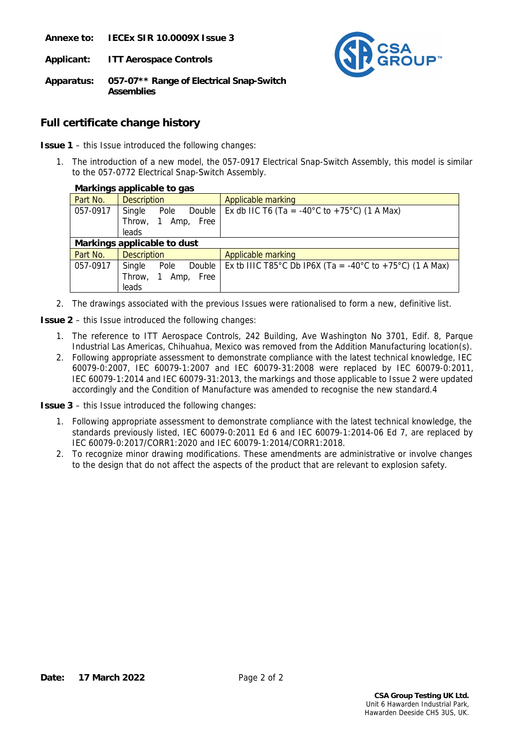**Annexe to:** **IECEx SIR 10.0009X Issue 3**

**Applicant:** **ITT Aerospace Controls**

**Apparatus:** **057-07** Range of Electrical Snap-Switch Assemblies**

## Full certificate change history

**Issue 1** – this Issue introduced the following changes:

1. The introduction of a new model, the 057-0917 Electrical Snap-Switch Assembly, this model is similar to the 057-0772 Electrical Snap-Switch Assembly.

| **Markings applicable to gas** | | |
|---|---|---|
| Part No. | Description | Applicable marking |
| 057-0917 | Single Pole Double Throw, 1 Amp, Free leads | Ex db IIC T6 (Ta = -40°C to +75°C) (1 A Max) |
| **Markings applicable to dust** | | |
| Part No. | Description | Applicable marking |
| 057-0917 | Single Pole Double Throw, 1 Amp, Free leads | Ex tb IIIC T85°C Db IP6X (Ta = -40°C to +75°C) (1 A Max) |

2. The drawings associated with the previous Issues were rationalised to form a new, definitive list.

**Issue 2** – this Issue introduced the following changes:

1. The reference to ITT Aerospace Controls, 242 Building, Ave Washington No 3701, Edif. 8, Parque Industrial Las Americas, Chihuahua, Mexico was removed from the Addition Manufacturing location(s).
2. Following appropriate assessment to demonstrate compliance with the latest technical knowledge, IEC 60079-0:2007, IEC 60079-1:2007 and IEC 60079-31:2008 were replaced by IEC 60079-0:2011, IEC 60079-1:2014 and IEC 60079-31:2013, the markings and those applicable to Issue 2 were updated accordingly and the Condition of Manufacture was amended to recognise the new standard.4

**Issue 3** – this Issue introduced the following changes:

1. Following appropriate assessment to demonstrate compliance with the latest technical knowledge, the standards previously listed, IEC 60079-0:2011 Ed 6 and IEC 60079-1:2014-06 Ed 7, are replaced by IEC 60079-0:2017/CORR1:2020 and IEC 60079-1:2014/CORR1:2018.
2. To recognize minor drawing modifications. These amendments are administrative or involve changes to the design that do not affect the aspects of the product that are relevant to explosion safety.

**Date:** **17 March 2022**

**CSA Group Testing UK Ltd.**
Unit 6 Hawarden Industrial Park,
Hawarden Deeside CH5 3US, UK.